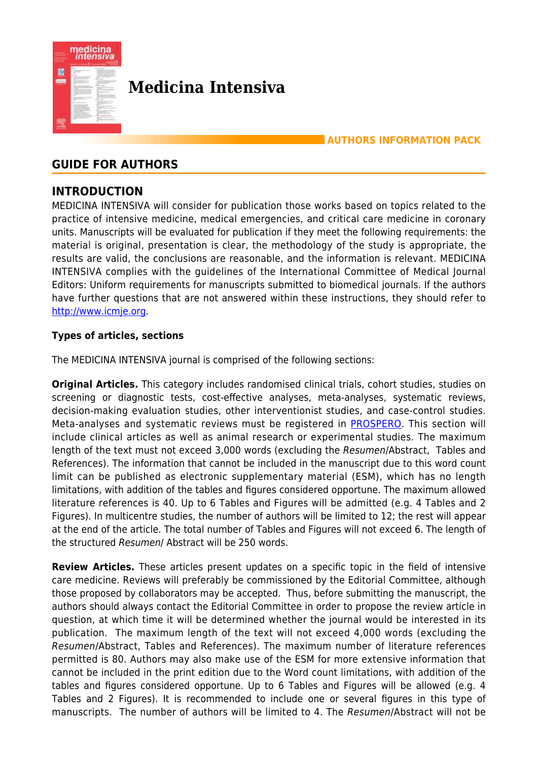# Medicina Intensiva

**AUTHORS INFORMATION PACK**

## GUIDE FOR AUTHORS

## INTRODUCTION

MEDICINA INTENSIVA will consider for publication those works based on topics related to the practice of intensive medicine, medical emergencies, and critical care medicine in coronary units. Manuscripts will be evaluated for publication if they meet the following requirements: the material is original, presentation is clear, the methodology of the study is appropriate, the results are valid, the conclusions are reasonable, and the information is relevant. MEDICINA INTENSIVA complies with the guidelines of the International Committee of Medical Journal Editors: Uniform requirements for manuscripts submitted to biomedical journals. If the authors have further questions that are not answered within these instructions, they should refer to [http://www.icmje.org](http://www.icmje.org).

### Types of articles, sections

The MEDICINA INTENSIVA journal is comprised of the following sections:

**Original Articles.** This category includes randomised clinical trials, cohort studies, studies on screening or diagnostic tests, cost-effective analyses, meta-analyses, systematic reviews, decision-making evaluation studies, other interventionist studies, and case-control studies. Meta-analyses and systematic reviews must be registered in PROSPERO. This section will include clinical articles as well as animal research or experimental studies. The maximum length of the text must not exceed 3,000 words (excluding the *Resumen*/Abstract, Tables and References). The information that cannot be included in the manuscript due to this word count limit can be published as electronic supplementary material (ESM), which has no length limitations, with addition of the tables and figures considered opportune. The maximum allowed literature references is 40. Up to 6 Tables and Figures will be admitted (e.g. 4 Tables and 2 Figures). In multicentre studies, the number of authors will be limited to 12; the rest will appear at the end of the article. The total number of Tables and Figures will not exceed 6. The length of the structured *Resumen*/ Abstract will be 250 words.

**Review Articles.** These articles present updates on a specific topic in the field of intensive care medicine. Reviews will preferably be commissioned by the Editorial Committee, although those proposed by collaborators may be accepted. Thus, before submitting the manuscript, the authors should always contact the Editorial Committee in order to propose the review article in question, at which time it will be determined whether the journal would be interested in its publication. The maximum length of the text will not exceed 4,000 words (excluding the *Resumen*/Abstract, Tables and References). The maximum number of literature references permitted is 80. Authors may also make use of the ESM for more extensive information that cannot be included in the print edition due to the Word count limitations, with addition of the tables and figures considered opportune. Up to 6 Tables and Figures will be allowed (e.g. 4 Tables and 2 Figures). It is recommended to include one or several figures in this type of manuscripts. The number of authors will be limited to 4. The *Resumen*/Abstract will not be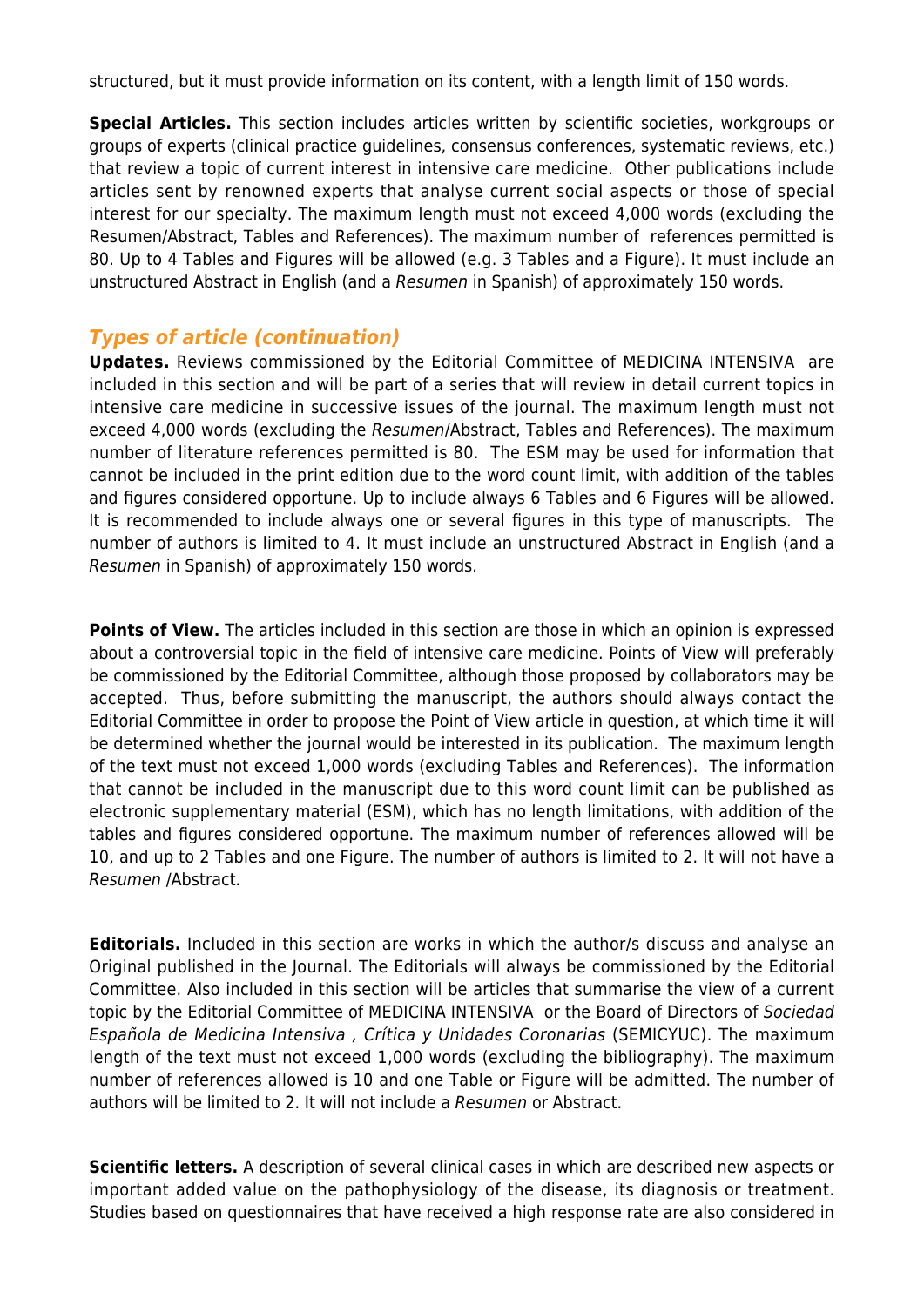structured, but it must provide information on its content, with a length limit of 150 words.

**Special Articles.** This section includes articles written by scientific societies, workgroups or groups of experts (clinical practice guidelines, consensus conferences, systematic reviews, etc.) that review a topic of current interest in intensive care medicine. Other publications include articles sent by renowned experts that analyse current social aspects or those of special interest for our specialty. The maximum length must not exceed 4,000 words (excluding the Resumen/Abstract, Tables and References). The maximum number of references permitted is 80. Up to 4 Tables and Figures will be allowed (e.g. 3 Tables and a Figure). It must include an unstructured Abstract in English (and a *Resumen* in Spanish) of approximately 150 words.

## *Types of article (continuation)*

**Updates.** Reviews commissioned by the Editorial Committee of MEDICINA INTENSIVA are included in this section and will be part of a series that will review in detail current topics in intensive care medicine in successive issues of the journal. The maximum length must not exceed 4,000 words (excluding the *Resumen*/Abstract, Tables and References). The maximum number of literature references permitted is 80. The ESM may be used for information that cannot be included in the print edition due to the word count limit, with addition of the tables and figures considered opportune. Up to include always 6 Tables and 6 Figures will be allowed. It is recommended to include always one or several figures in this type of manuscripts. The number of authors is limited to 4. It must include an unstructured Abstract in English (and a *Resumen* in Spanish) of approximately 150 words.

**Points of View.** The articles included in this section are those in which an opinion is expressed about a controversial topic in the field of intensive care medicine. Points of View will preferably be commissioned by the Editorial Committee, although those proposed by collaborators may be accepted. Thus, before submitting the manuscript, the authors should always contact the Editorial Committee in order to propose the Point of View article in question, at which time it will be determined whether the journal would be interested in its publication. The maximum length of the text must not exceed 1,000 words (excluding Tables and References). The information that cannot be included in the manuscript due to this word count limit can be published as electronic supplementary material (ESM), which has no length limitations, with addition of the tables and figures considered opportune. The maximum number of references allowed will be 10, and up to 2 Tables and one Figure. The number of authors is limited to 2. It will not have a *Resumen* /Abstract.

**Editorials.** Included in this section are works in which the author/s discuss and analyse an Original published in the Journal. The Editorials will always be commissioned by the Editorial Committee. Also included in this section will be articles that summarise the view of a current topic by the Editorial Committee of MEDICINA INTENSIVA or the Board of Directors of *Sociedad Española de Medicina Intensiva , Crítica y Unidades Coronarias* (SEMICYUC). The maximum length of the text must not exceed 1,000 words (excluding the bibliography). The maximum number of references allowed is 10 and one Table or Figure will be admitted. The number of authors will be limited to 2. It will not include a *Resumen* or Abstract.

**Scientific letters.** A description of several clinical cases in which are described new aspects or important added value on the pathophysiology of the disease, its diagnosis or treatment. Studies based on questionnaires that have received a high response rate are also considered in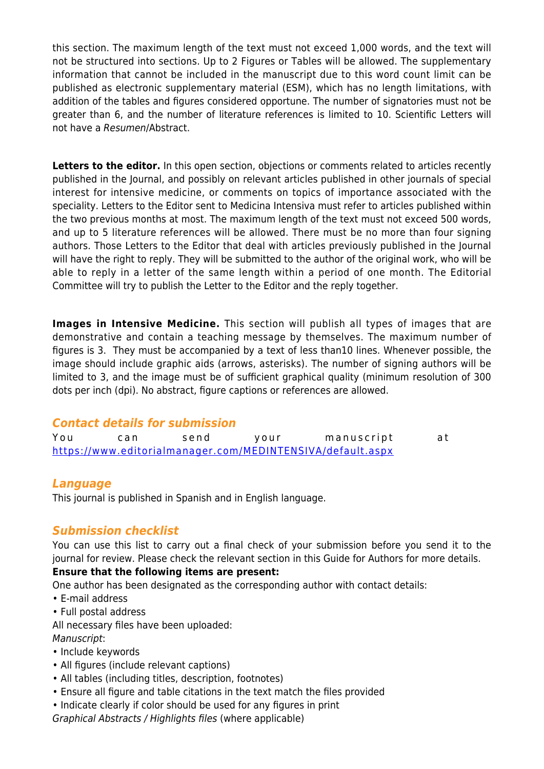this section. The maximum length of the text must not exceed 1,000 words, and the text will not be structured into sections. Up to 2 Figures or Tables will be allowed. The supplementary information that cannot be included in the manuscript due to this word count limit can be published as electronic supplementary material (ESM), which has no length limitations, with addition of the tables and figures considered opportune. The number of signatories must not be greater than 6, and the number of literature references is limited to 10. Scientific Letters will not have a *Resumen*/Abstract.

**Letters to the editor.** In this open section, objections or comments related to articles recently published in the Journal, and possibly on relevant articles published in other journals of special interest for intensive medicine, or comments on topics of importance associated with the speciality. Letters to the Editor sent to Medicina Intensiva must refer to articles published within the two previous months at most. The maximum length of the text must not exceed 500 words, and up to 5 literature references will be allowed. There must be no more than four signing authors. Those Letters to the Editor that deal with articles previously published in the Journal will have the right to reply. They will be submitted to the author of the original work, who will be able to reply in a letter of the same length within a period of one month. The Editorial Committee will try to publish the Letter to the Editor and the reply together.

**Images in Intensive Medicine.** This section will publish all types of images that are demonstrative and contain a teaching message by themselves. The maximum number of figures is 3. They must be accompanied by a text of less than10 lines. Whenever possible, the image should include graphic aids (arrows, asterisks). The number of signing authors will be limited to 3, and the image must be of sufficient graphical quality (minimum resolution of 300 dots per inch (dpi). No abstract, figure captions or references are allowed.

## *Contact details for submission*

You can send your manuscript at https://www.editorialmanager.com/MEDINTENSIVA/default.aspx

## *Language*

This journal is published in Spanish and in English language.

## *Submission checklist*

You can use this list to carry out a final check of your submission before you send it to the journal for review. Please check the relevant section in this Guide for Authors for more details.

**Ensure that the following items are present:**

One author has been designated as the corresponding author with contact details:

- E-mail address
- Full postal address

All necessary files have been uploaded:

*Manuscript*:

- Include keywords
- All figures (include relevant captions)
- All tables (including titles, description, footnotes)
- Ensure all figure and table citations in the text match the files provided
- Indicate clearly if color should be used for any figures in print

*Graphical Abstracts / Highlights files* (where applicable)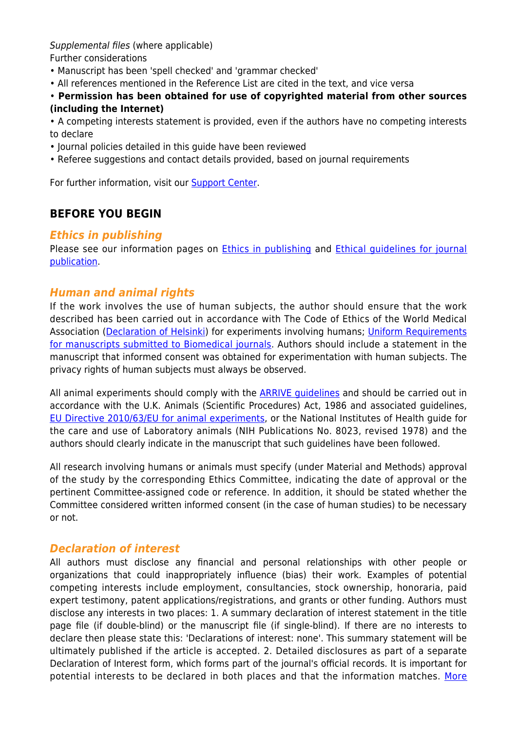*Supplemental files* (where applicable)

Further considerations

• Manuscript has been 'spell checked' and 'grammar checked'
• All references mentioned in the Reference List are cited in the text, and vice versa
• **Permission has been obtained for use of copyrighted material from other sources (including the Internet)**
• A competing interests statement is provided, even if the authors have no competing interests to declare
• Journal policies detailed in this guide have been reviewed
• Referee suggestions and contact details provided, based on journal requirements

For further information, visit our Support Center.

## BEFORE YOU BEGIN

### *Ethics in publishing*

Please see our information pages on Ethics in publishing and Ethical guidelines for journal publication.

### *Human and animal rights*

If the work involves the use of human subjects, the author should ensure that the work described has been carried out in accordance with The Code of Ethics of the World Medical Association (Declaration of Helsinki) for experiments involving humans; Uniform Requirements for manuscripts submitted to Biomedical journals. Authors should include a statement in the manuscript that informed consent was obtained for experimentation with human subjects. The privacy rights of human subjects must always be observed.

All animal experiments should comply with the ARRIVE guidelines and should be carried out in accordance with the U.K. Animals (Scientific Procedures) Act, 1986 and associated guidelines, EU Directive 2010/63/EU for animal experiments, or the National Institutes of Health guide for the care and use of Laboratory animals (NIH Publications No. 8023, revised 1978) and the authors should clearly indicate in the manuscript that such guidelines have been followed.

All research involving humans or animals must specify (under Material and Methods) approval of the study by the corresponding Ethics Committee, indicating the date of approval or the pertinent Committee-assigned code or reference. In addition, it should be stated whether the Committee considered written informed consent (in the case of human studies) to be necessary or not.

### *Declaration of interest*

All authors must disclose any financial and personal relationships with other people or organizations that could inappropriately influence (bias) their work. Examples of potential competing interests include employment, consultancies, stock ownership, honoraria, paid expert testimony, patent applications/registrations, and grants or other funding. Authors must disclose any interests in two places: 1. A summary declaration of interest statement in the title page file (if double-blind) or the manuscript file (if single-blind). If there are no interests to declare then please state this: 'Declarations of interest: none'. This summary statement will be ultimately published if the article is accepted. 2. Detailed disclosures as part of a separate Declaration of Interest form, which forms part of the journal's official records. It is important for potential interests to be declared in both places and that the information matches. More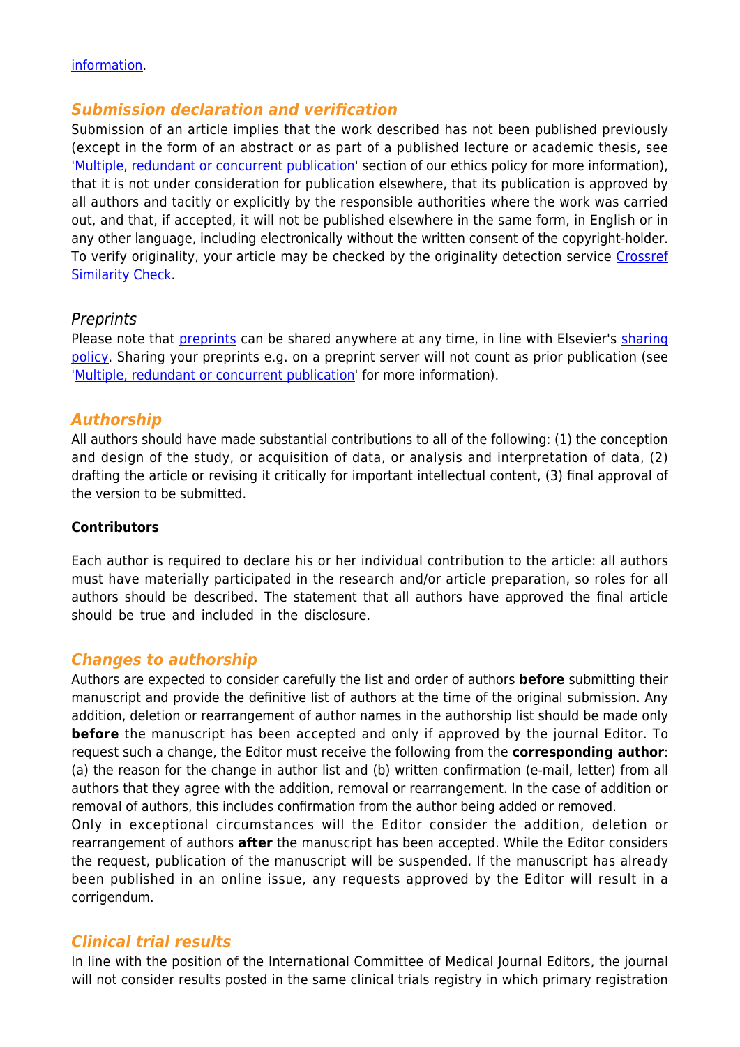information.

## *Submission declaration and verification*

Submission of an article implies that the work described has not been published previously (except in the form of an abstract or as part of a published lecture or academic thesis, see 'Multiple, redundant or concurrent publication' section of our ethics policy for more information), that it is not under consideration for publication elsewhere, that its publication is approved by all authors and tacitly or explicitly by the responsible authorities where the work was carried out, and that, if accepted, it will not be published elsewhere in the same form, in English or in any other language, including electronically without the written consent of the copyright-holder. To verify originality, your article may be checked by the originality detection service Crossref Similarity Check.

### *Preprints*

Please note that preprints can be shared anywhere at any time, in line with Elsevier's sharing policy. Sharing your preprints e.g. on a preprint server will not count as prior publication (see 'Multiple, redundant or concurrent publication' for more information).

## *Authorship*

All authors should have made substantial contributions to all of the following: (1) the conception and design of the study, or acquisition of data, or analysis and interpretation of data, (2) drafting the article or revising it critically for important intellectual content, (3) final approval of the version to be submitted.

**Contributors**

Each author is required to declare his or her individual contribution to the article: all authors must have materially participated in the research and/or article preparation, so roles for all authors should be described. The statement that all authors have approved the final article should be true and included in the disclosure.

## *Changes to authorship*

Authors are expected to consider carefully the list and order of authors **before** submitting their manuscript and provide the definitive list of authors at the time of the original submission. Any addition, deletion or rearrangement of author names in the authorship list should be made only **before** the manuscript has been accepted and only if approved by the journal Editor. To request such a change, the Editor must receive the following from the **corresponding author**: (a) the reason for the change in author list and (b) written confirmation (e-mail, letter) from all authors that they agree with the addition, removal or rearrangement. In the case of addition or removal of authors, this includes confirmation from the author being added or removed.

Only in exceptional circumstances will the Editor consider the addition, deletion or rearrangement of authors **after** the manuscript has been accepted. While the Editor considers the request, publication of the manuscript will be suspended. If the manuscript has already been published in an online issue, any requests approved by the Editor will result in a corrigendum.

## *Clinical trial results*

In line with the position of the International Committee of Medical Journal Editors, the journal will not consider results posted in the same clinical trials registry in which primary registration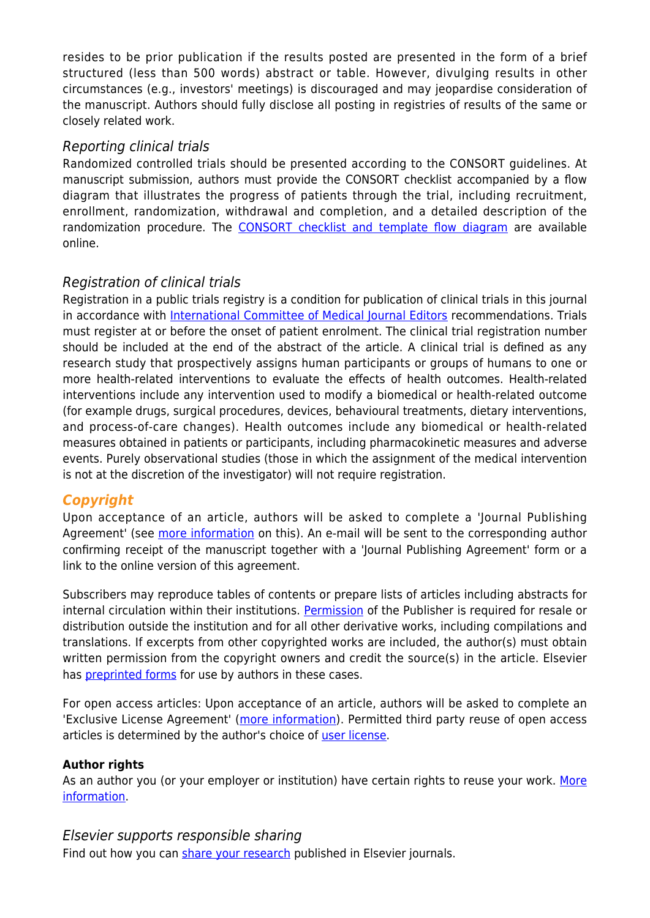resides to be prior publication if the results posted are presented in the form of a brief structured (less than 500 words) abstract or table. However, divulging results in other circumstances (e.g., investors' meetings) is discouraged and may jeopardise consideration of the manuscript. Authors should fully disclose all posting in registries of results of the same or closely related work.

### *Reporting clinical trials*

Randomized controlled trials should be presented according to the CONSORT guidelines. At manuscript submission, authors must provide the CONSORT checklist accompanied by a flow diagram that illustrates the progress of patients through the trial, including recruitment, enrollment, randomization, withdrawal and completion, and a detailed description of the randomization procedure. The CONSORT checklist and template flow diagram are available online.

### *Registration of clinical trials*

Registration in a public trials registry is a condition for publication of clinical trials in this journal in accordance with International Committee of Medical Journal Editors recommendations. Trials must register at or before the onset of patient enrolment. The clinical trial registration number should be included at the end of the abstract of the article. A clinical trial is defined as any research study that prospectively assigns human participants or groups of humans to one or more health-related interventions to evaluate the effects of health outcomes. Health-related interventions include any intervention used to modify a biomedical or health-related outcome (for example drugs, surgical procedures, devices, behavioural treatments, dietary interventions, and process-of-care changes). Health outcomes include any biomedical or health-related measures obtained in patients or participants, including pharmacokinetic measures and adverse events. Purely observational studies (those in which the assignment of the medical intervention is not at the discretion of the investigator) will not require registration.

## *Copyright*

Upon acceptance of an article, authors will be asked to complete a 'Journal Publishing Agreement' (see more information on this). An e-mail will be sent to the corresponding author confirming receipt of the manuscript together with a 'Journal Publishing Agreement' form or a link to the online version of this agreement.

Subscribers may reproduce tables of contents or prepare lists of articles including abstracts for internal circulation within their institutions. Permission of the Publisher is required for resale or distribution outside the institution and for all other derivative works, including compilations and translations. If excerpts from other copyrighted works are included, the author(s) must obtain written permission from the copyright owners and credit the source(s) in the article. Elsevier has preprinted forms for use by authors in these cases.

For open access articles: Upon acceptance of an article, authors will be asked to complete an 'Exclusive License Agreement' (more information). Permitted third party reuse of open access articles is determined by the author's choice of user license.

**Author rights**

As an author you (or your employer or institution) have certain rights to reuse your work. More information.

### *Elsevier supports responsible sharing*

Find out how you can share your research published in Elsevier journals.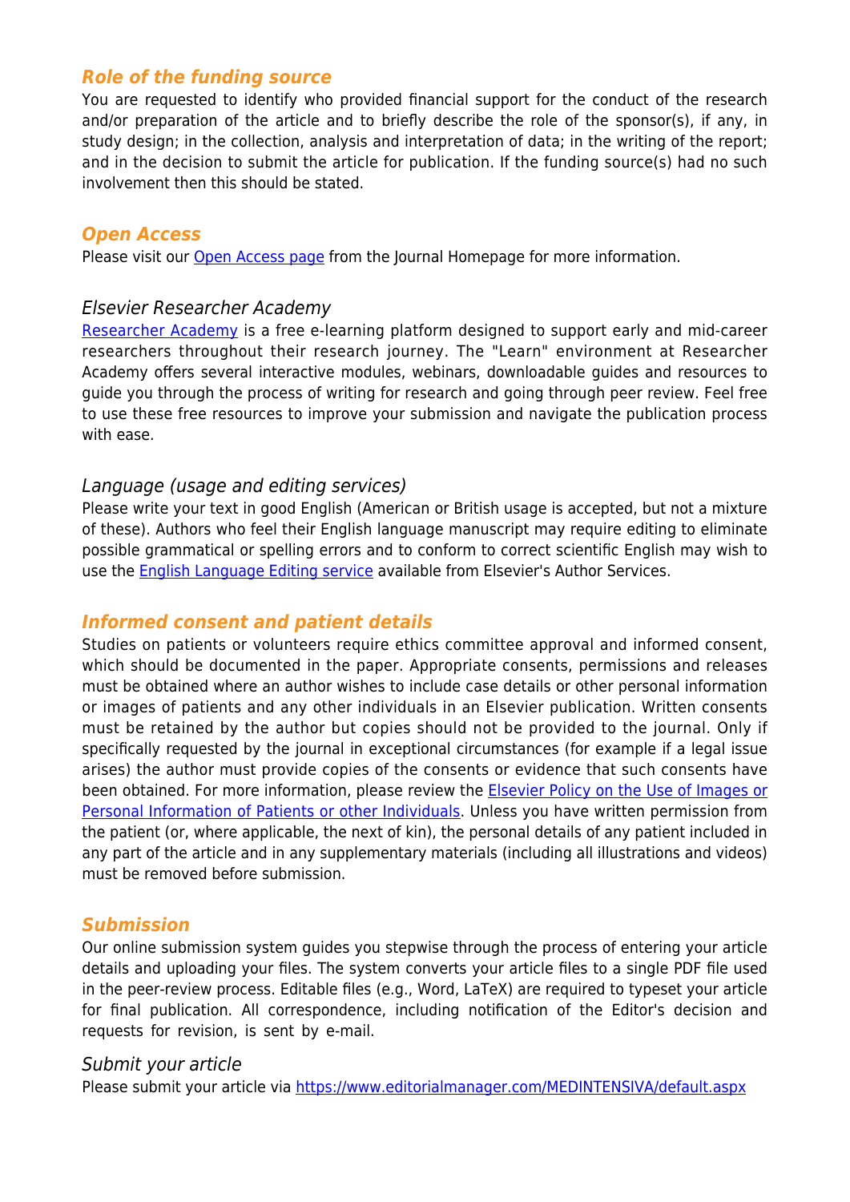## *Role of the funding source*

You are requested to identify who provided financial support for the conduct of the research and/or preparation of the article and to briefly describe the role of the sponsor(s), if any, in study design; in the collection, analysis and interpretation of data; in the writing of the report; and in the decision to submit the article for publication. If the funding source(s) had no such involvement then this should be stated.

## *Open Access*

Please visit our [Open Access page](#) from the Journal Homepage for more information.

### *Elsevier Researcher Academy*

[Researcher Academy](#) is a free e-learning platform designed to support early and mid-career researchers throughout their research journey. The "Learn" environment at Researcher Academy offers several interactive modules, webinars, downloadable guides and resources to guide you through the process of writing for research and going through peer review. Feel free to use these free resources to improve your submission and navigate the publication process with ease.

### *Language (usage and editing services)*

Please write your text in good English (American or British usage is accepted, but not a mixture of these). Authors who feel their English language manuscript may require editing to eliminate possible grammatical or spelling errors and to conform to correct scientific English may wish to use the [English Language Editing service](#) available from Elsevier's Author Services.

## *Informed consent and patient details*

Studies on patients or volunteers require ethics committee approval and informed consent, which should be documented in the paper. Appropriate consents, permissions and releases must be obtained where an author wishes to include case details or other personal information or images of patients and any other individuals in an Elsevier publication. Written consents must be retained by the author but copies should not be provided to the journal. Only if specifically requested by the journal in exceptional circumstances (for example if a legal issue arises) the author must provide copies of the consents or evidence that such consents have been obtained. For more information, please review the [Elsevier Policy on the Use of Images or Personal Information of Patients or other Individuals](#). Unless you have written permission from the patient (or, where applicable, the next of kin), the personal details of any patient included in any part of the article and in any supplementary materials (including all illustrations and videos) must be removed before submission.

## *Submission*

Our online submission system guides you stepwise through the process of entering your article details and uploading your files. The system converts your article files to a single PDF file used in the peer-review process. Editable files (e.g., Word, LaTeX) are required to typeset your article for final publication. All correspondence, including notification of the Editor's decision and requests for revision, is sent by e-mail.

### *Submit your article*

Please submit your article via [https://www.editorialmanager.com/MEDINTENSIVA/default.aspx](https://www.editorialmanager.com/MEDINTENSIVA/default.aspx)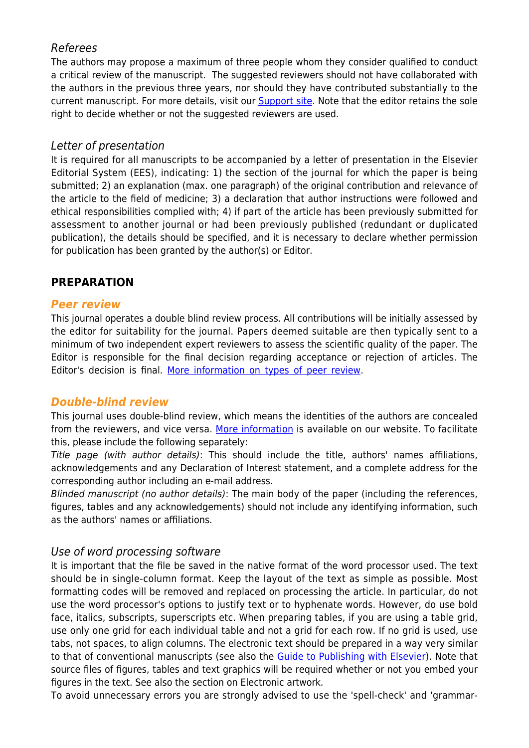### *Referees*

The authors may propose a maximum of three people whom they consider qualified to conduct a critical review of the manuscript. The suggested reviewers should not have collaborated with the authors in the previous three years, nor should they have contributed substantially to the current manuscript. For more details, visit our Support site. Note that the editor retains the sole right to decide whether or not the suggested reviewers are used.

### *Letter of presentation*

It is required for all manuscripts to be accompanied by a letter of presentation in the Elsevier Editorial System (EES), indicating: 1) the section of the journal for which the paper is being submitted; 2) an explanation (max. one paragraph) of the original contribution and relevance of the article to the field of medicine; 3) a declaration that author instructions were followed and ethical responsibilities complied with; 4) if part of the article has been previously submitted for assessment to another journal or had been previously published (redundant or duplicated publication), the details should be specified, and it is necessary to declare whether permission for publication has been granted by the author(s) or Editor.

## PREPARATION

### *Peer review*

This journal operates a double blind review process. All contributions will be initially assessed by the editor for suitability for the journal. Papers deemed suitable are then typically sent to a minimum of two independent expert reviewers to assess the scientific quality of the paper. The Editor is responsible for the final decision regarding acceptance or rejection of articles. The Editor's decision is final. More information on types of peer review.

### *Double-blind review*

This journal uses double-blind review, which means the identities of the authors are concealed from the reviewers, and vice versa. More information is available on our website. To facilitate this, please include the following separately:

*Title page (with author details)*: This should include the title, authors' names affiliations, acknowledgements and any Declaration of Interest statement, and a complete address for the corresponding author including an e-mail address.

*Blinded manuscript (no author details)*: The main body of the paper (including the references, figures, tables and any acknowledgements) should not include any identifying information, such as the authors' names or affiliations.

### *Use of word processing software*

It is important that the file be saved in the native format of the word processor used. The text should be in single-column format. Keep the layout of the text as simple as possible. Most formatting codes will be removed and replaced on processing the article. In particular, do not use the word processor's options to justify text or to hyphenate words. However, do use bold face, italics, subscripts, superscripts etc. When preparing tables, if you are using a table grid, use only one grid for each individual table and not a grid for each row. If no grid is used, use tabs, not spaces, to align columns. The electronic text should be prepared in a way very similar to that of conventional manuscripts (see also the Guide to Publishing with Elsevier). Note that source files of figures, tables and text graphics will be required whether or not you embed your figures in the text. See also the section on Electronic artwork.

To avoid unnecessary errors you are strongly advised to use the 'spell-check' and 'grammar-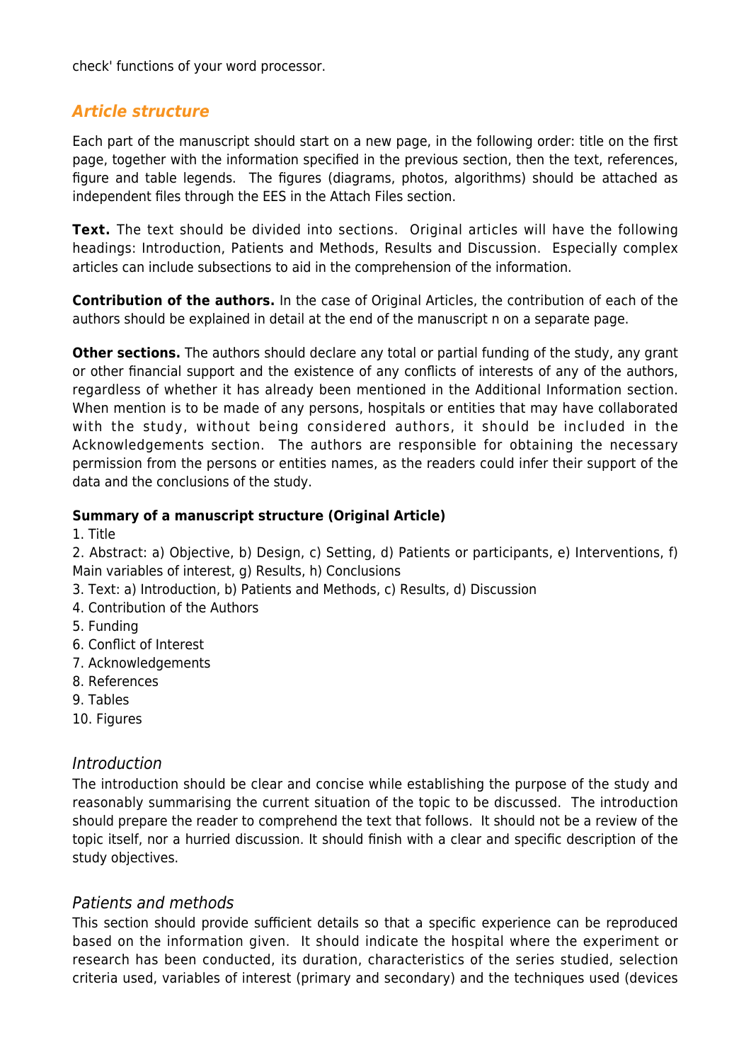check' functions of your word processor.

## Article structure

Each part of the manuscript should start on a new page, in the following order: title on the first page, together with the information specified in the previous section, then the text, references, figure and table legends. The figures (diagrams, photos, algorithms) should be attached as independent files through the EES in the Attach Files section.

**Text.** The text should be divided into sections. Original articles will have the following headings: Introduction, Patients and Methods, Results and Discussion. Especially complex articles can include subsections to aid in the comprehension of the information.

**Contribution of the authors.** In the case of Original Articles, the contribution of each of the authors should be explained in detail at the end of the manuscript n on a separate page.

**Other sections.** The authors should declare any total or partial funding of the study, any grant or other financial support and the existence of any conflicts of interests of any of the authors, regardless of whether it has already been mentioned in the Additional Information section. When mention is to be made of any persons, hospitals or entities that may have collaborated with the study, without being considered authors, it should be included in the Acknowledgements section. The authors are responsible for obtaining the necessary permission from the persons or entities names, as the readers could infer their support of the data and the conclusions of the study.

**Summary of a manuscript structure (Original Article)**

1. Title
2. Abstract: a) Objective, b) Design, c) Setting, d) Patients or participants, e) Interventions, f) Main variables of interest, g) Results, h) Conclusions
3. Text: a) Introduction, b) Patients and Methods, c) Results, d) Discussion
4. Contribution of the Authors
5. Funding
6. Conflict of Interest
7. Acknowledgements
8. References
9. Tables
10. Figures

### *Introduction*

The introduction should be clear and concise while establishing the purpose of the study and reasonably summarising the current situation of the topic to be discussed. The introduction should prepare the reader to comprehend the text that follows. It should not be a review of the topic itself, nor a hurried discussion. It should finish with a clear and specific description of the study objectives.

### *Patients and methods*

This section should provide sufficient details so that a specific experience can be reproduced based on the information given. It should indicate the hospital where the experiment or research has been conducted, its duration, characteristics of the series studied, selection criteria used, variables of interest (primary and secondary) and the techniques used (devices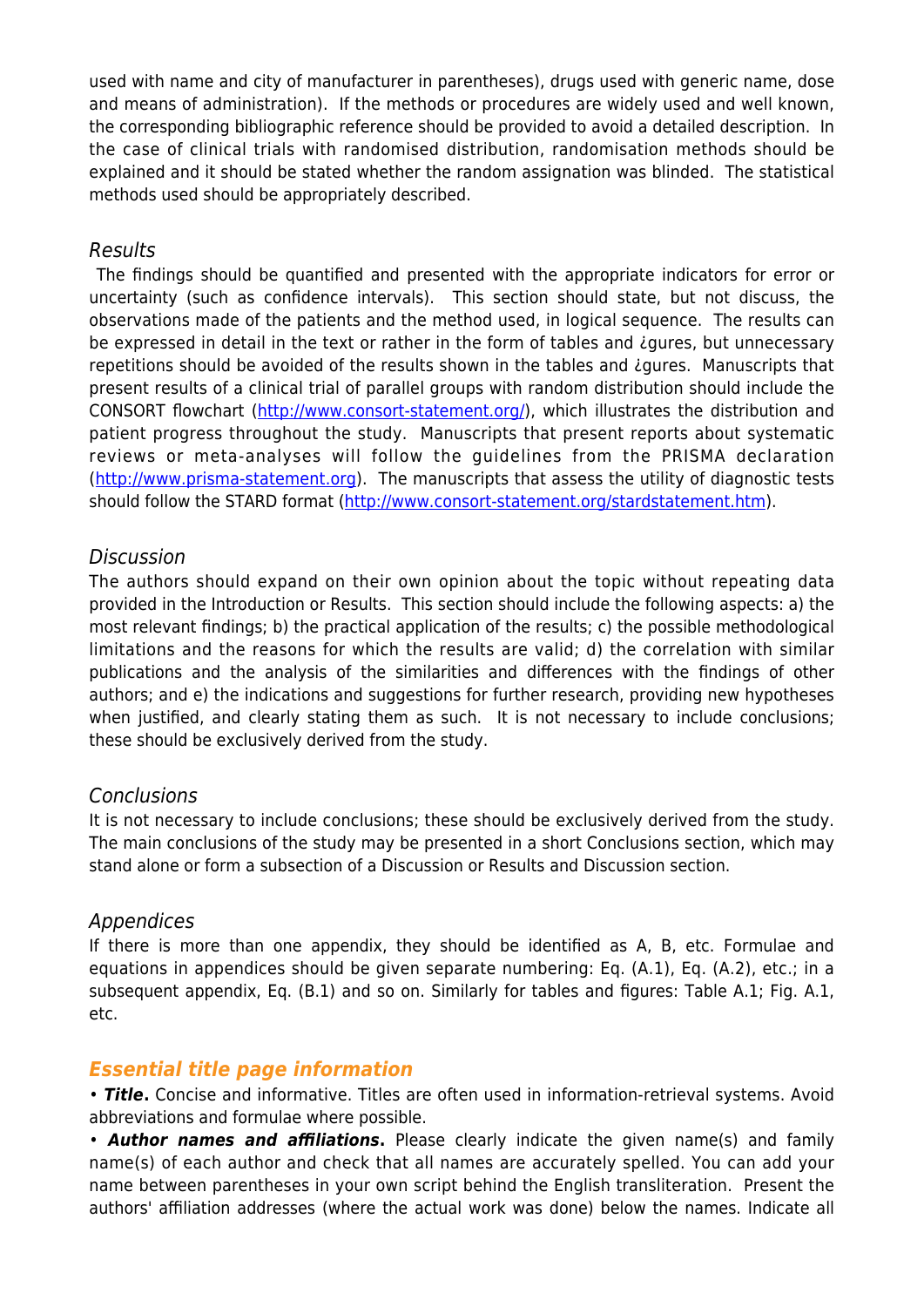used with name and city of manufacturer in parentheses), drugs used with generic name, dose and means of administration). If the methods or procedures are widely used and well known, the corresponding bibliographic reference should be provided to avoid a detailed description. In the case of clinical trials with randomised distribution, randomisation methods should be explained and it should be stated whether the random assignation was blinded. The statistical methods used should be appropriately described.

### *Results*

The findings should be quantified and presented with the appropriate indicators for error or uncertainty (such as confidence intervals). This section should state, but not discuss, the observations made of the patients and the method used, in logical sequence. The results can be expressed in detail in the text or rather in the form of tables and ¿gures, but unnecessary repetitions should be avoided of the results shown in the tables and ¿gures. Manuscripts that present results of a clinical trial of parallel groups with random distribution should include the CONSORT flowchart (http://www.consort-statement.org/), which illustrates the distribution and patient progress throughout the study. Manuscripts that present reports about systematic reviews or meta-analyses will follow the guidelines from the PRISMA declaration (http://www.prisma-statement.org). The manuscripts that assess the utility of diagnostic tests should follow the STARD format (http://www.consort-statement.org/stardstatement.htm).

### *Discussion*

The authors should expand on their own opinion about the topic without repeating data provided in the Introduction or Results. This section should include the following aspects: a) the most relevant findings; b) the practical application of the results; c) the possible methodological limitations and the reasons for which the results are valid; d) the correlation with similar publications and the analysis of the similarities and differences with the findings of other authors; and e) the indications and suggestions for further research, providing new hypotheses when justified, and clearly stating them as such. It is not necessary to include conclusions; these should be exclusively derived from the study.

### *Conclusions*

It is not necessary to include conclusions; these should be exclusively derived from the study. The main conclusions of the study may be presented in a short Conclusions section, which may stand alone or form a subsection of a Discussion or Results and Discussion section.

### *Appendices*

If there is more than one appendix, they should be identified as A, B, etc. Formulae and equations in appendices should be given separate numbering: Eq. (A.1), Eq. (A.2), etc.; in a subsequent appendix, Eq. (B.1) and so on. Similarly for tables and figures: Table A.1; Fig. A.1, etc.

## ***Essential title page information***

• ***Title.*** Concise and informative. Titles are often used in information-retrieval systems. Avoid abbreviations and formulae where possible.

• ***Author names and affiliations.*** Please clearly indicate the given name(s) and family name(s) of each author and check that all names are accurately spelled. You can add your name between parentheses in your own script behind the English transliteration. Present the authors' affiliation addresses (where the actual work was done) below the names. Indicate all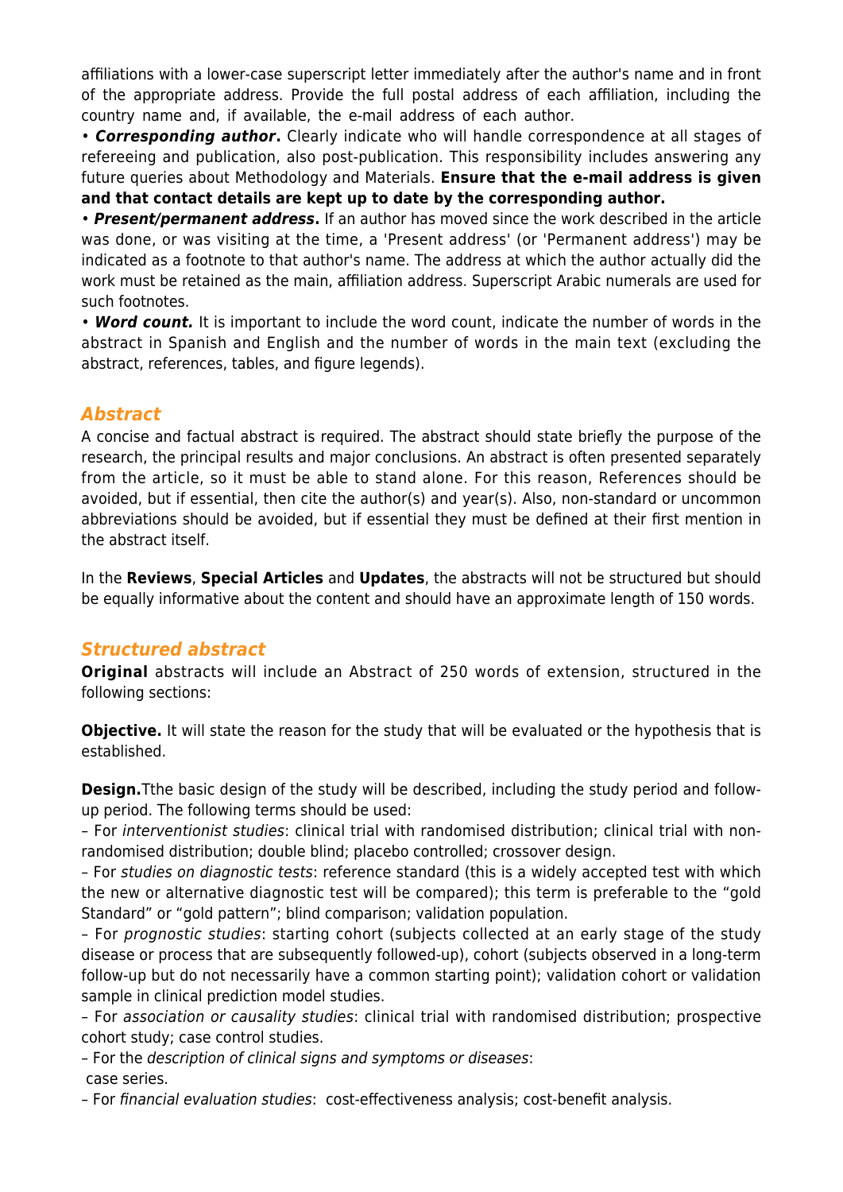affiliations with a lower-case superscript letter immediately after the author's name and in front of the appropriate address. Provide the full postal address of each affiliation, including the country name and, if available, the e-mail address of each author.

• ***Corresponding author*****.** Clearly indicate who will handle correspondence at all stages of refereeing and publication, also post-publication. This responsibility includes answering any future queries about Methodology and Materials. **Ensure that the e-mail address is given and that contact details are kept up to date by the corresponding author.**

• ***Present/permanent address*****.** If an author has moved since the work described in the article was done, or was visiting at the time, a 'Present address' (or 'Permanent address') may be indicated as a footnote to that author's name. The address at which the author actually did the work must be retained as the main, affiliation address. Superscript Arabic numerals are used for such footnotes.

• ***Word count.*** It is important to include the word count, indicate the number of words in the abstract in Spanish and English and the number of words in the main text (excluding the abstract, references, tables, and figure legends).

## *Abstract*

A concise and factual abstract is required. The abstract should state briefly the purpose of the research, the principal results and major conclusions. An abstract is often presented separately from the article, so it must be able to stand alone. For this reason, References should be avoided, but if essential, then cite the author(s) and year(s). Also, non-standard or uncommon abbreviations should be avoided, but if essential they must be defined at their first mention in the abstract itself.

In the **Reviews**, **Special Articles** and **Updates**, the abstracts will not be structured but should be equally informative about the content and should have an approximate length of 150 words.

## *Structured abstract*

**Original** abstracts will include an Abstract of 250 words of extension, structured in the following sections:

**Objective.** It will state the reason for the study that will be evaluated or the hypothesis that is established.

**Design.**Tthe basic design of the study will be described, including the study period and follow-up period. The following terms should be used:

– For *interventionist studies*: clinical trial with randomised distribution; clinical trial with non-randomised distribution; double blind; placebo controlled; crossover design.

– For *studies on diagnostic tests*: reference standard (this is a widely accepted test with which the new or alternative diagnostic test will be compared); this term is preferable to the “gold Standard” or “gold pattern”; blind comparison; validation population.

– For *prognostic studies*: starting cohort (subjects collected at an early stage of the study disease or process that are subsequently followed-up), cohort (subjects observed in a long-term follow-up but do not necessarily have a common starting point); validation cohort or validation sample in clinical prediction model studies.

– For *association or causality studies*: clinical trial with randomised distribution; prospective cohort study; case control studies.

– For the *description of clinical signs and symptoms or diseases*:
case series.

– For *financial evaluation studies*: cost-effectiveness analysis; cost-benefit analysis.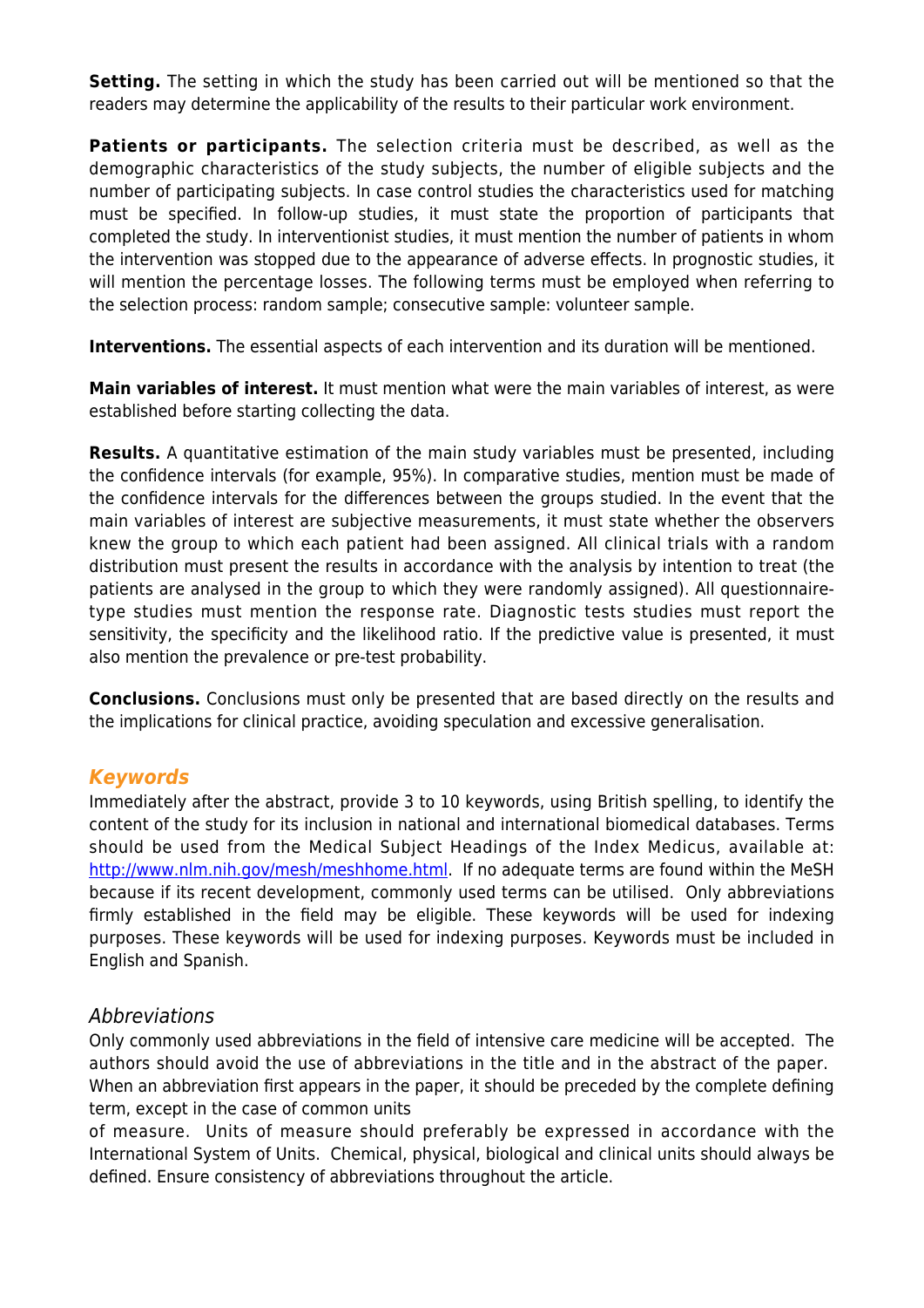**Setting.** The setting in which the study has been carried out will be mentioned so that the readers may determine the applicability of the results to their particular work environment.

**Patients or participants.** The selection criteria must be described, as well as the demographic characteristics of the study subjects, the number of eligible subjects and the number of participating subjects. In case control studies the characteristics used for matching must be specified. In follow-up studies, it must state the proportion of participants that completed the study. In interventionist studies, it must mention the number of patients in whom the intervention was stopped due to the appearance of adverse effects. In prognostic studies, it will mention the percentage losses. The following terms must be employed when referring to the selection process: random sample; consecutive sample: volunteer sample.

**Interventions.** The essential aspects of each intervention and its duration will be mentioned.

**Main variables of interest.** It must mention what were the main variables of interest, as were established before starting collecting the data.

**Results.** A quantitative estimation of the main study variables must be presented, including the confidence intervals (for example, 95%). In comparative studies, mention must be made of the confidence intervals for the differences between the groups studied. In the event that the main variables of interest are subjective measurements, it must state whether the observers knew the group to which each patient had been assigned. All clinical trials with a random distribution must present the results in accordance with the analysis by intention to treat (the patients are analysed in the group to which they were randomly assigned). All questionnaire-type studies must mention the response rate. Diagnostic tests studies must report the sensitivity, the specificity and the likelihood ratio. If the predictive value is presented, it must also mention the prevalence or pre-test probability.

**Conclusions.** Conclusions must only be presented that are based directly on the results and the implications for clinical practice, avoiding speculation and excessive generalisation.

## *Keywords*

Immediately after the abstract, provide 3 to 10 keywords, using British spelling, to identify the content of the study for its inclusion in national and international biomedical databases. Terms should be used from the Medical Subject Headings of the Index Medicus, available at: http://www.nlm.nih.gov/mesh/meshhome.html. If no adequate terms are found within the MeSH because if its recent development, commonly used terms can be utilised. Only abbreviations firmly established in the field may be eligible. These keywords will be used for indexing purposes. These keywords will be used for indexing purposes. Keywords must be included in English and Spanish.

### *Abbreviations*

Only commonly used abbreviations in the field of intensive care medicine will be accepted. The authors should avoid the use of abbreviations in the title and in the abstract of the paper. When an abbreviation first appears in the paper, it should be preceded by the complete defining term, except in the case of common units of measure. Units of measure should preferably be expressed in accordance with the International System of Units. Chemical, physical, biological and clinical units should always be defined. Ensure consistency of abbreviations throughout the article.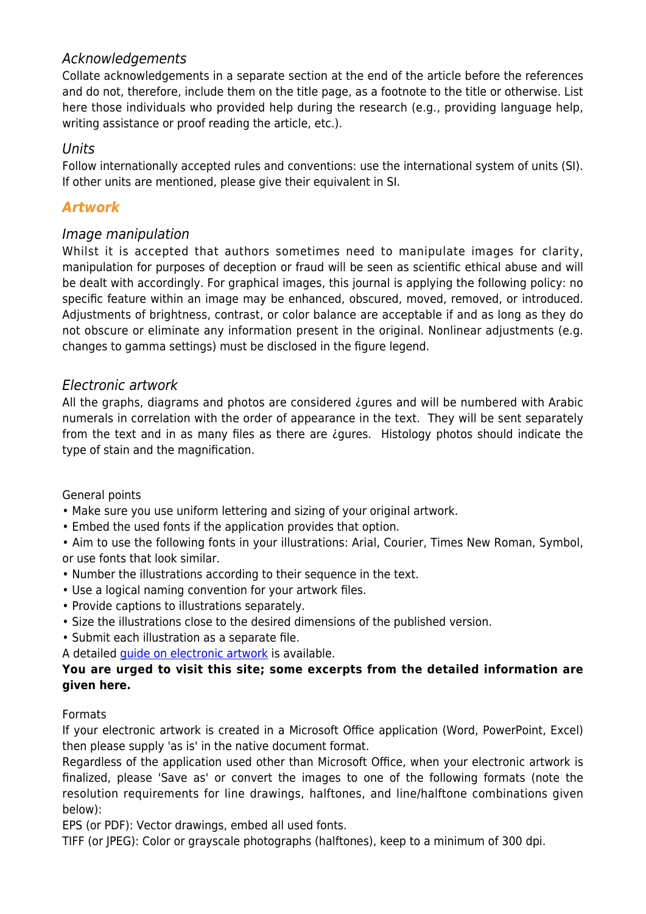### *Acknowledgements*

Collate acknowledgements in a separate section at the end of the article before the references and do not, therefore, include them on the title page, as a footnote to the title or otherwise. List here those individuals who provided help during the research (e.g., providing language help, writing assistance or proof reading the article, etc.).

### *Units*

Follow internationally accepted rules and conventions: use the international system of units (SI). If other units are mentioned, please give their equivalent in SI.

## *Artwork*

### *Image manipulation*

Whilst it is accepted that authors sometimes need to manipulate images for clarity, manipulation for purposes of deception or fraud will be seen as scientific ethical abuse and will be dealt with accordingly. For graphical images, this journal is applying the following policy: no specific feature within an image may be enhanced, obscured, moved, removed, or introduced. Adjustments of brightness, contrast, or color balance are acceptable if and as long as they do not obscure or eliminate any information present in the original. Nonlinear adjustments (e.g. changes to gamma settings) must be disclosed in the figure legend.

### *Electronic artwork*

All the graphs, diagrams and photos are considered ¿gures and will be numbered with Arabic numerals in correlation with the order of appearance in the text. They will be sent separately from the text and in as many files as there are ¿gures. Histology photos should indicate the type of stain and the magnification.

General points

- Make sure you use uniform lettering and sizing of your original artwork.
- Embed the used fonts if the application provides that option.
- Aim to use the following fonts in your illustrations: Arial, Courier, Times New Roman, Symbol, or use fonts that look similar.
- Number the illustrations according to their sequence in the text.
- Use a logical naming convention for your artwork files.
- Provide captions to illustrations separately.
- Size the illustrations close to the desired dimensions of the published version.
- Submit each illustration as a separate file.

A detailed guide on electronic artwork is available.

**You are urged to visit this site; some excerpts from the detailed information are given here.**

Formats

If your electronic artwork is created in a Microsoft Office application (Word, PowerPoint, Excel) then please supply 'as is' in the native document format.

Regardless of the application used other than Microsoft Office, when your electronic artwork is finalized, please 'Save as' or convert the images to one of the following formats (note the resolution requirements for line drawings, halftones, and line/halftone combinations given below):

EPS (or PDF): Vector drawings, embed all used fonts.

TIFF (or JPEG): Color or grayscale photographs (halftones), keep to a minimum of 300 dpi.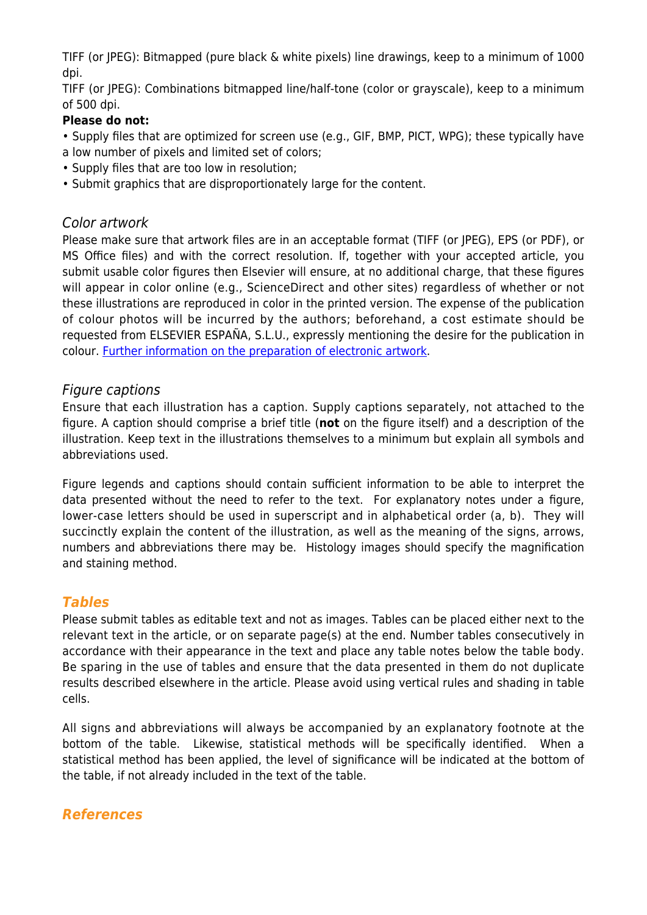TIFF (or JPEG): Bitmapped (pure black & white pixels) line drawings, keep to a minimum of 1000 dpi.
TIFF (or JPEG): Combinations bitmapped line/half-tone (color or grayscale), keep to a minimum of 500 dpi.

**Please do not:**

- Supply files that are optimized for screen use (e.g., GIF, BMP, PICT, WPG); these typically have a low number of pixels and limited set of colors;
- Supply files that are too low in resolution;
- Submit graphics that are disproportionately large for the content.

### *Color artwork*

Please make sure that artwork files are in an acceptable format (TIFF (or JPEG), EPS (or PDF), or MS Office files) and with the correct resolution. If, together with your accepted article, you submit usable color figures then Elsevier will ensure, at no additional charge, that these figures will appear in color online (e.g., ScienceDirect and other sites) regardless of whether or not these illustrations are reproduced in color in the printed version. The expense of the publication of colour photos will be incurred by the authors; beforehand, a cost estimate should be requested from ELSEVIER ESPAÑA, S.L.U., expressly mentioning the desire for the publication in colour. Further information on the preparation of electronic artwork.

### *Figure captions*

Ensure that each illustration has a caption. Supply captions separately, not attached to the figure. A caption should comprise a brief title (**not** on the figure itself) and a description of the illustration. Keep text in the illustrations themselves to a minimum but explain all symbols and abbreviations used.

Figure legends and captions should contain sufficient information to be able to interpret the data presented without the need to refer to the text. For explanatory notes under a figure, lower-case letters should be used in superscript and in alphabetical order (a, b). They will succinctly explain the content of the illustration, as well as the meaning of the signs, arrows, numbers and abbreviations there may be. Histology images should specify the magnification and staining method.

## *Tables*

Please submit tables as editable text and not as images. Tables can be placed either next to the relevant text in the article, or on separate page(s) at the end. Number tables consecutively in accordance with their appearance in the text and place any table notes below the table body. Be sparing in the use of tables and ensure that the data presented in them do not duplicate results described elsewhere in the article. Please avoid using vertical rules and shading in table cells.

All signs and abbreviations will always be accompanied by an explanatory footnote at the bottom of the table. Likewise, statistical methods will be specifically identified. When a statistical method has been applied, the level of significance will be indicated at the bottom of the table, if not already included in the text of the table.

## *References*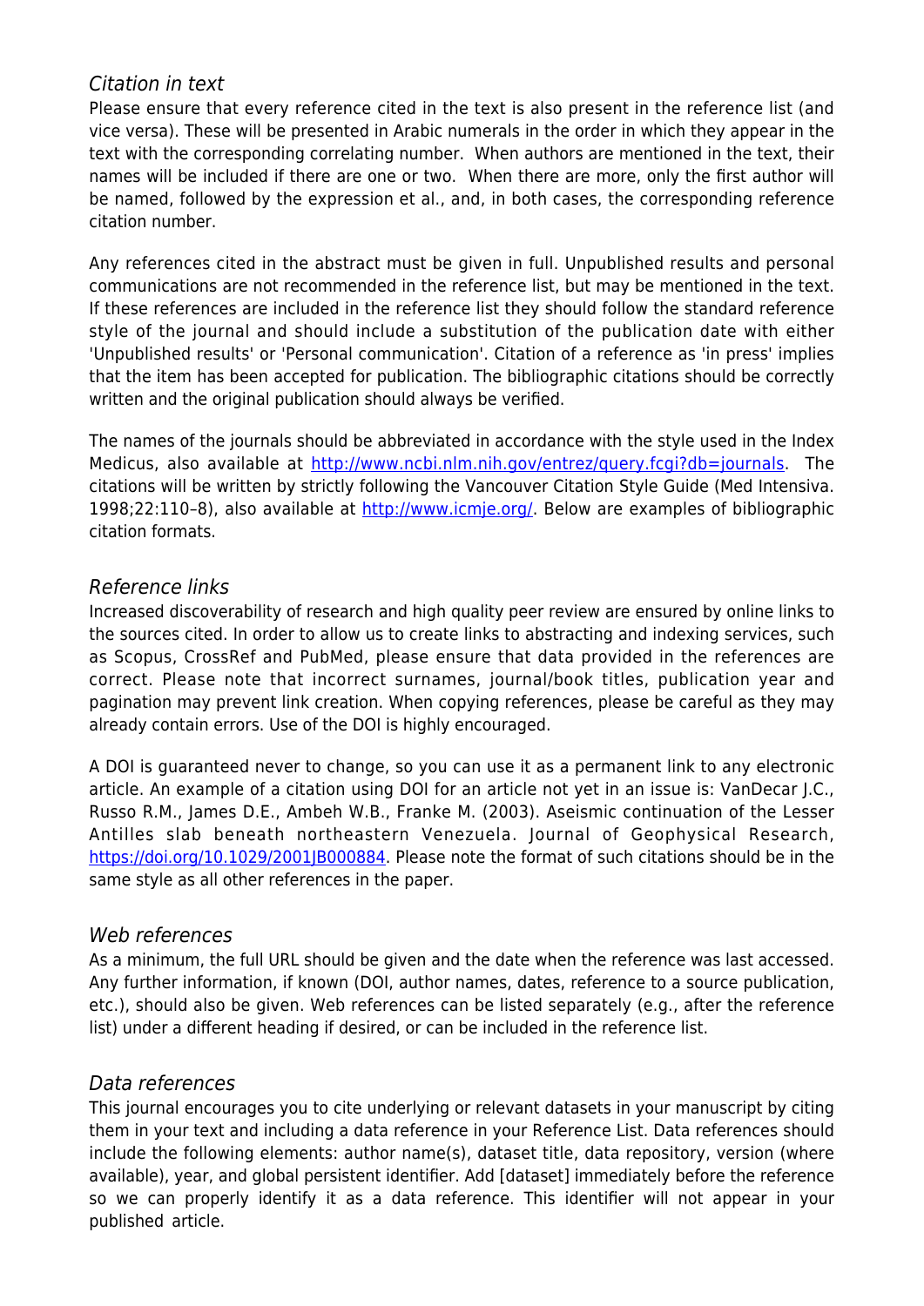### *Citation in text*

Please ensure that every reference cited in the text is also present in the reference list (and vice versa). These will be presented in Arabic numerals in the order in which they appear in the text with the corresponding correlating number. When authors are mentioned in the text, their names will be included if there are one or two. When there are more, only the first author will be named, followed by the expression et al., and, in both cases, the corresponding reference citation number.

Any references cited in the abstract must be given in full. Unpublished results and personal communications are not recommended in the reference list, but may be mentioned in the text. If these references are included in the reference list they should follow the standard reference style of the journal and should include a substitution of the publication date with either 'Unpublished results' or 'Personal communication'. Citation of a reference as 'in press' implies that the item has been accepted for publication. The bibliographic citations should be correctly written and the original publication should always be verified.

The names of the journals should be abbreviated in accordance with the style used in the Index Medicus, also available at [http://www.ncbi.nlm.nih.gov/entrez/query.fcgi?db=journals](http://www.ncbi.nlm.nih.gov/entrez/query.fcgi?db=journals). The citations will be written by strictly following the Vancouver Citation Style Guide (Med Intensiva. 1998;22:110–8), also available at [http://www.icmje.org/](http://www.icmje.org/). Below are examples of bibliographic citation formats.

### *Reference links*

Increased discoverability of research and high quality peer review are ensured by online links to the sources cited. In order to allow us to create links to abstracting and indexing services, such as Scopus, CrossRef and PubMed, please ensure that data provided in the references are correct. Please note that incorrect surnames, journal/book titles, publication year and pagination may prevent link creation. When copying references, please be careful as they may already contain errors. Use of the DOI is highly encouraged.

A DOI is guaranteed never to change, so you can use it as a permanent link to any electronic article. An example of a citation using DOI for an article not yet in an issue is: VanDecar J.C., Russo R.M., James D.E., Ambeh W.B., Franke M. (2003). Aseismic continuation of the Lesser Antilles slab beneath northeastern Venezuela. Journal of Geophysical Research, [https://doi.org/10.1029/2001JB000884](https://doi.org/10.1029/2001JB000884). Please note the format of such citations should be in the same style as all other references in the paper.

### *Web references*

As a minimum, the full URL should be given and the date when the reference was last accessed. Any further information, if known (DOI, author names, dates, reference to a source publication, etc.), should also be given. Web references can be listed separately (e.g., after the reference list) under a different heading if desired, or can be included in the reference list.

### *Data references*

This journal encourages you to cite underlying or relevant datasets in your manuscript by citing them in your text and including a data reference in your Reference List. Data references should include the following elements: author name(s), dataset title, data repository, version (where available), year, and global persistent identifier. Add [dataset] immediately before the reference so we can properly identify it as a data reference. This identifier will not appear in your published article.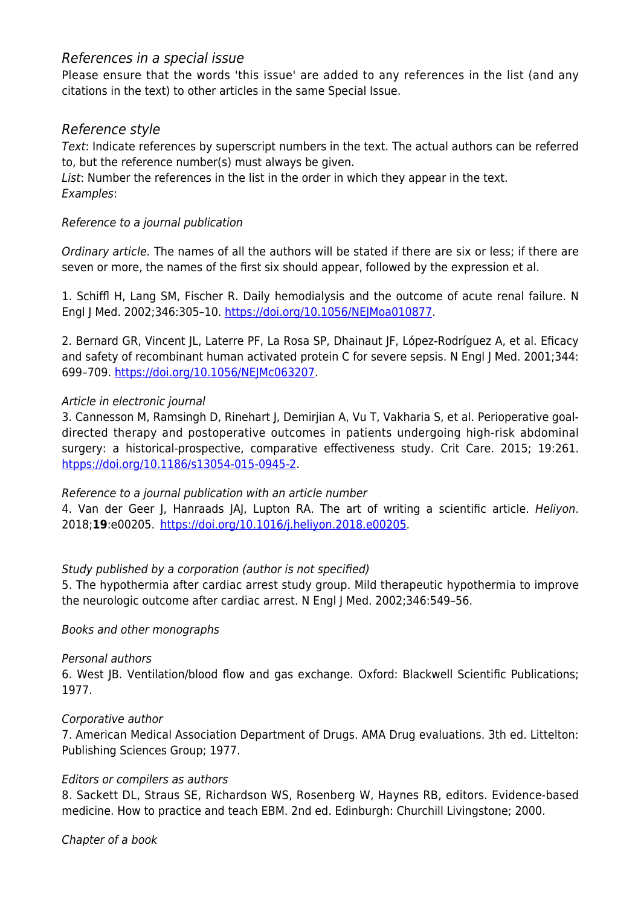### *References in a special issue*

Please ensure that the words 'this issue' are added to any references in the list (and any citations in the text) to other articles in the same Special Issue.

### *Reference style*

*Text*: Indicate references by superscript numbers in the text. The actual authors can be referred to, but the reference number(s) must always be given.
*List*: Number the references in the list in the order in which they appear in the text.
*Examples*:

*Reference to a journal publication*

*Ordinary article.* The names of all the authors will be stated if there are six or less; if there are seven or more, the names of the first six should appear, followed by the expression et al.

1. Schiffl H, Lang SM, Fischer R. Daily hemodialysis and the outcome of acute renal failure. N Engl J Med. 2002;346:305–10. https://doi.org/10.1056/NEJMoa010877.

2. Bernard GR, Vincent JL, Laterre PF, La Rosa SP, Dhainaut JF, López-Rodríguez A, et al. Eficacy and safety of recombinant human activated protein C for severe sepsis. N Engl J Med. 2001;344: 699–709. https://doi.org/10.1056/NEJMc063207.

*Article in electronic journal*
3. Cannesson M, Ramsingh D, Rinehart J, Demirjian A, Vu T, Vakharia S, et al. Perioperative goal-directed therapy and postoperative outcomes in patients undergoing high-risk abdominal surgery: a historical-prospective, comparative effectiveness study. Crit Care. 2015; 19:261. htpps://doi.org/10.1186/s13054-015-0945-2.

*Reference to a journal publication with an article number*
4. Van der Geer J, Hanraads JAJ, Lupton RA. The art of writing a scientific article. *Heliyon*. 2018;**19**:e00205. https://doi.org/10.1016/j.heliyon.2018.e00205.

*Study published by a corporation (author is not specified)*
5. The hypothermia after cardiac arrest study group. Mild therapeutic hypothermia to improve the neurologic outcome after cardiac arrest. N Engl J Med. 2002;346:549–56.

*Books and other monographs*

*Personal authors*
6. West JB. Ventilation/blood flow and gas exchange. Oxford: Blackwell Scientific Publications; 1977.

*Corporative author*
7. American Medical Association Department of Drugs. AMA Drug evaluations. 3th ed. Littelton: Publishing Sciences Group; 1977.

*Editors or compilers as authors*
8. Sackett DL, Straus SE, Richardson WS, Rosenberg W, Haynes RB, editors. Evidence-based medicine. How to practice and teach EBM. 2nd ed. Edinburgh: Churchill Livingstone; 2000.

*Chapter of a book*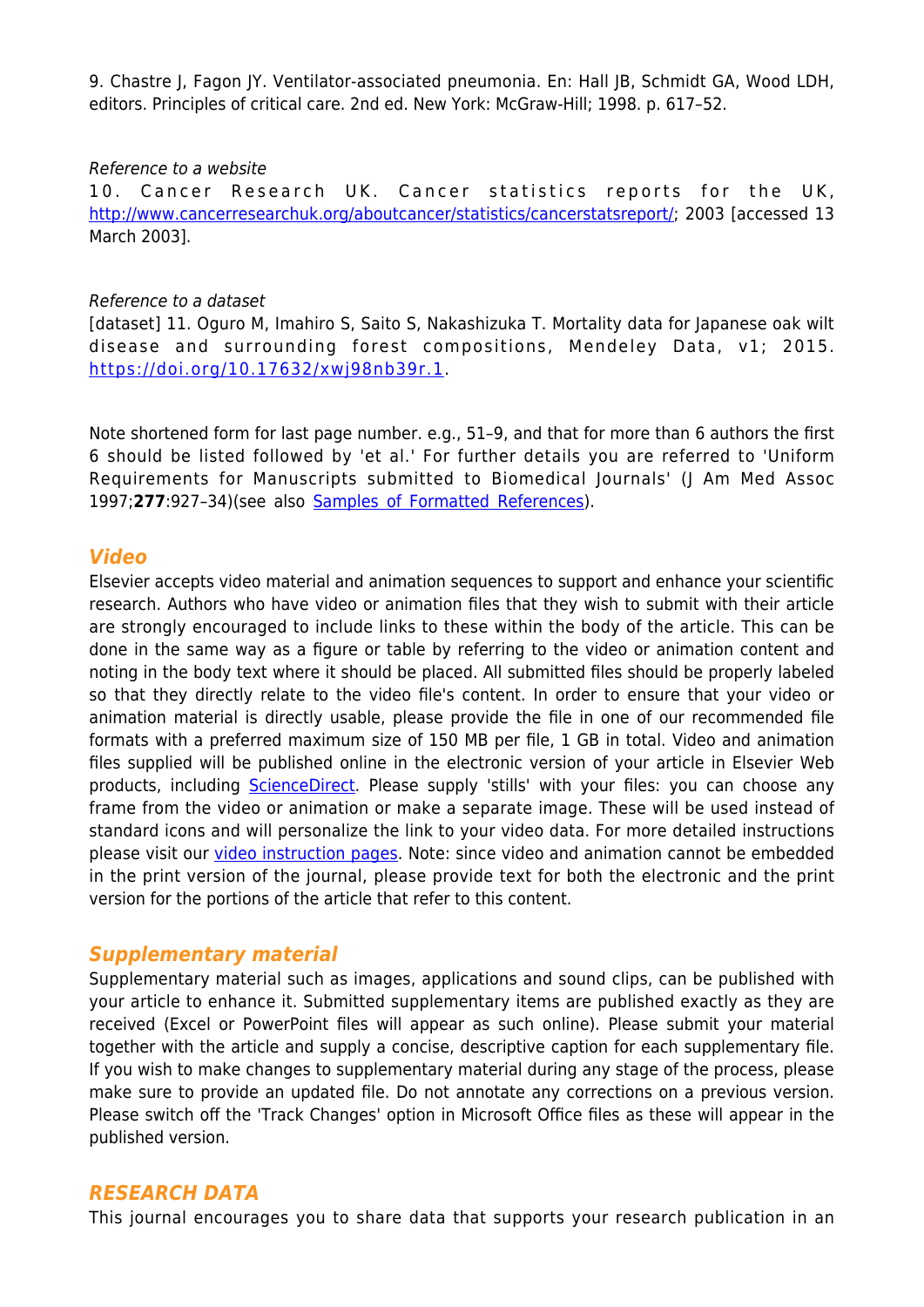9. Chastre J, Fagon JY. Ventilator-associated pneumonia. En: Hall JB, Schmidt GA, Wood LDH, editors. Principles of critical care. 2nd ed. New York: McGraw-Hill; 1998. p. 617–52.

*Reference to a website*

10. Cancer Research UK. Cancer statistics reports for the UK, http://www.cancerresearchuk.org/aboutcancer/statistics/cancerstatsreport/; 2003 [accessed 13 March 2003].

*Reference to a dataset*

[dataset] 11. Oguro M, Imahiro S, Saito S, Nakashizuka T. Mortality data for Japanese oak wilt disease and surrounding forest compositions, Mendeley Data, v1; 2015. https://doi.org/10.17632/xwj98nb39r.1.

Note shortened form for last page number. e.g., 51–9, and that for more than 6 authors the first 6 should be listed followed by 'et al.' For further details you are referred to 'Uniform Requirements for Manuscripts submitted to Biomedical Journals' (J Am Med Assoc 1997;**277**:927–34)(see also Samples of Formatted References).

## Video

Elsevier accepts video material and animation sequences to support and enhance your scientific research. Authors who have video or animation files that they wish to submit with their article are strongly encouraged to include links to these within the body of the article. This can be done in the same way as a figure or table by referring to the video or animation content and noting in the body text where it should be placed. All submitted files should be properly labeled so that they directly relate to the video file's content. In order to ensure that your video or animation material is directly usable, please provide the file in one of our recommended file formats with a preferred maximum size of 150 MB per file, 1 GB in total. Video and animation files supplied will be published online in the electronic version of your article in Elsevier Web products, including ScienceDirect. Please supply 'stills' with your files: you can choose any frame from the video or animation or make a separate image. These will be used instead of standard icons and will personalize the link to your video data. For more detailed instructions please visit our video instruction pages. Note: since video and animation cannot be embedded in the print version of the journal, please provide text for both the electronic and the print version for the portions of the article that refer to this content.

## Supplementary material

Supplementary material such as images, applications and sound clips, can be published with your article to enhance it. Submitted supplementary items are published exactly as they are received (Excel or PowerPoint files will appear as such online). Please submit your material together with the article and supply a concise, descriptive caption for each supplementary file. If you wish to make changes to supplementary material during any stage of the process, please make sure to provide an updated file. Do not annotate any corrections on a previous version. Please switch off the 'Track Changes' option in Microsoft Office files as these will appear in the published version.

## RESEARCH DATA

This journal encourages you to share data that supports your research publication in an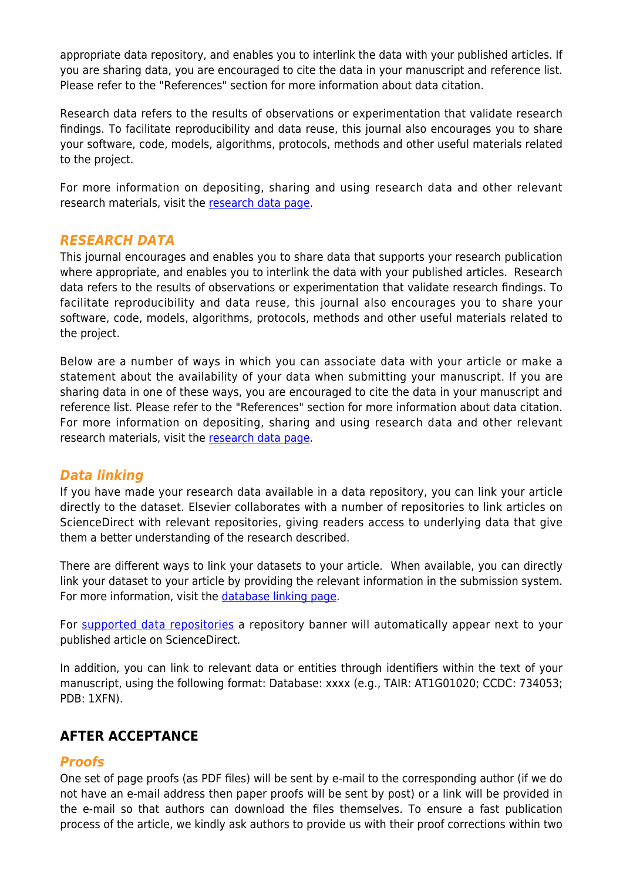appropriate data repository, and enables you to interlink the data with your published articles. If you are sharing data, you are encouraged to cite the data in your manuscript and reference list. Please refer to the "References" section for more information about data citation.

Research data refers to the results of observations or experimentation that validate research findings. To facilitate reproducibility and data reuse, this journal also encourages you to share your software, code, models, algorithms, protocols, methods and other useful materials related to the project.

For more information on depositing, sharing and using research data and other relevant research materials, visit the [research data page](#).

### *RESEARCH DATA*

This journal encourages and enables you to share data that supports your research publication where appropriate, and enables you to interlink the data with your published articles. Research data refers to the results of observations or experimentation that validate research findings. To facilitate reproducibility and data reuse, this journal also encourages you to share your software, code, models, algorithms, protocols, methods and other useful materials related to the project.

Below are a number of ways in which you can associate data with your article or make a statement about the availability of your data when submitting your manuscript. If you are sharing data in one of these ways, you are encouraged to cite the data in your manuscript and reference list. Please refer to the "References" section for more information about data citation. For more information on depositing, sharing and using research data and other relevant research materials, visit the [research data page](#).

### *Data linking*

If you have made your research data available in a data repository, you can link your article directly to the dataset. Elsevier collaborates with a number of repositories to link articles on ScienceDirect with relevant repositories, giving readers access to underlying data that give them a better understanding of the research described.

There are different ways to link your datasets to your article. When available, you can directly link your dataset to your article by providing the relevant information in the submission system. For more information, visit the [database linking page](#).

For [supported data repositories](#) a repository banner will automatically appear next to your published article on ScienceDirect.

In addition, you can link to relevant data or entities through identifiers within the text of your manuscript, using the following format: Database: xxxx (e.g., TAIR: AT1G01020; CCDC: 734053; PDB: 1XFN).

## AFTER ACCEPTANCE

### *Proofs*

One set of page proofs (as PDF files) will be sent by e-mail to the corresponding author (if we do not have an e-mail address then paper proofs will be sent by post) or a link will be provided in the e-mail so that authors can download the files themselves. To ensure a fast publication process of the article, we kindly ask authors to provide us with their proof corrections within two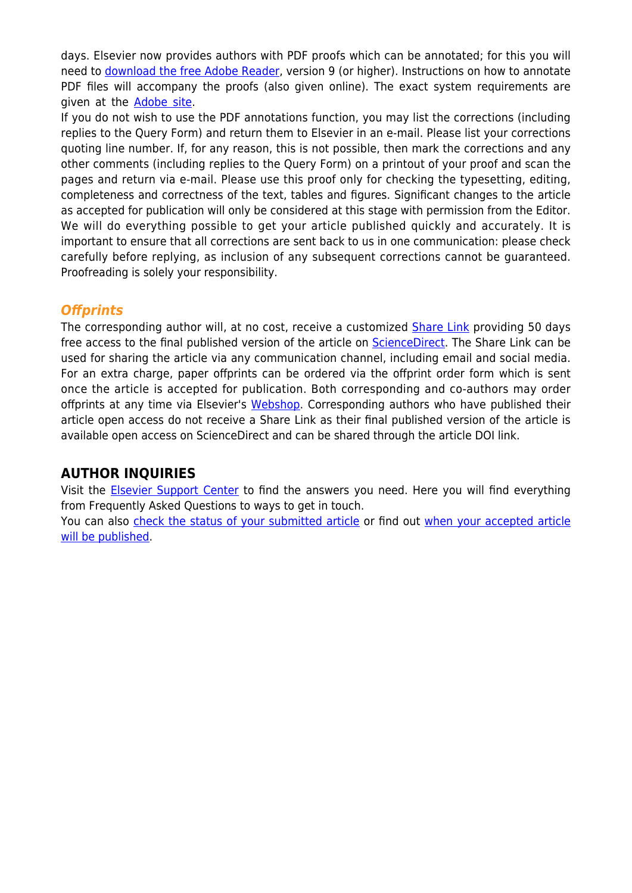days. Elsevier now provides authors with PDF proofs which can be annotated; for this you will need to download the free Adobe Reader, version 9 (or higher). Instructions on how to annotate PDF files will accompany the proofs (also given online). The exact system requirements are given at the Adobe site.

If you do not wish to use the PDF annotations function, you may list the corrections (including replies to the Query Form) and return them to Elsevier in an e-mail. Please list your corrections quoting line number. If, for any reason, this is not possible, then mark the corrections and any other comments (including replies to the Query Form) on a printout of your proof and scan the pages and return via e-mail. Please use this proof only for checking the typesetting, editing, completeness and correctness of the text, tables and figures. Significant changes to the article as accepted for publication will only be considered at this stage with permission from the Editor. We will do everything possible to get your article published quickly and accurately. It is important to ensure that all corrections are sent back to us in one communication: please check carefully before replying, as inclusion of any subsequent corrections cannot be guaranteed. Proofreading is solely your responsibility.

### *Offprints*

The corresponding author will, at no cost, receive a customized Share Link providing 50 days free access to the final published version of the article on ScienceDirect. The Share Link can be used for sharing the article via any communication channel, including email and social media. For an extra charge, paper offprints can be ordered via the offprint order form which is sent once the article is accepted for publication. Both corresponding and co-authors may order offprints at any time via Elsevier's Webshop. Corresponding authors who have published their article open access do not receive a Share Link as their final published version of the article is available open access on ScienceDirect and can be shared through the article DOI link.

## AUTHOR INQUIRIES

Visit the Elsevier Support Center to find the answers you need. Here you will find everything from Frequently Asked Questions to ways to get in touch.

You can also check the status of your submitted article or find out when your accepted article will be published.